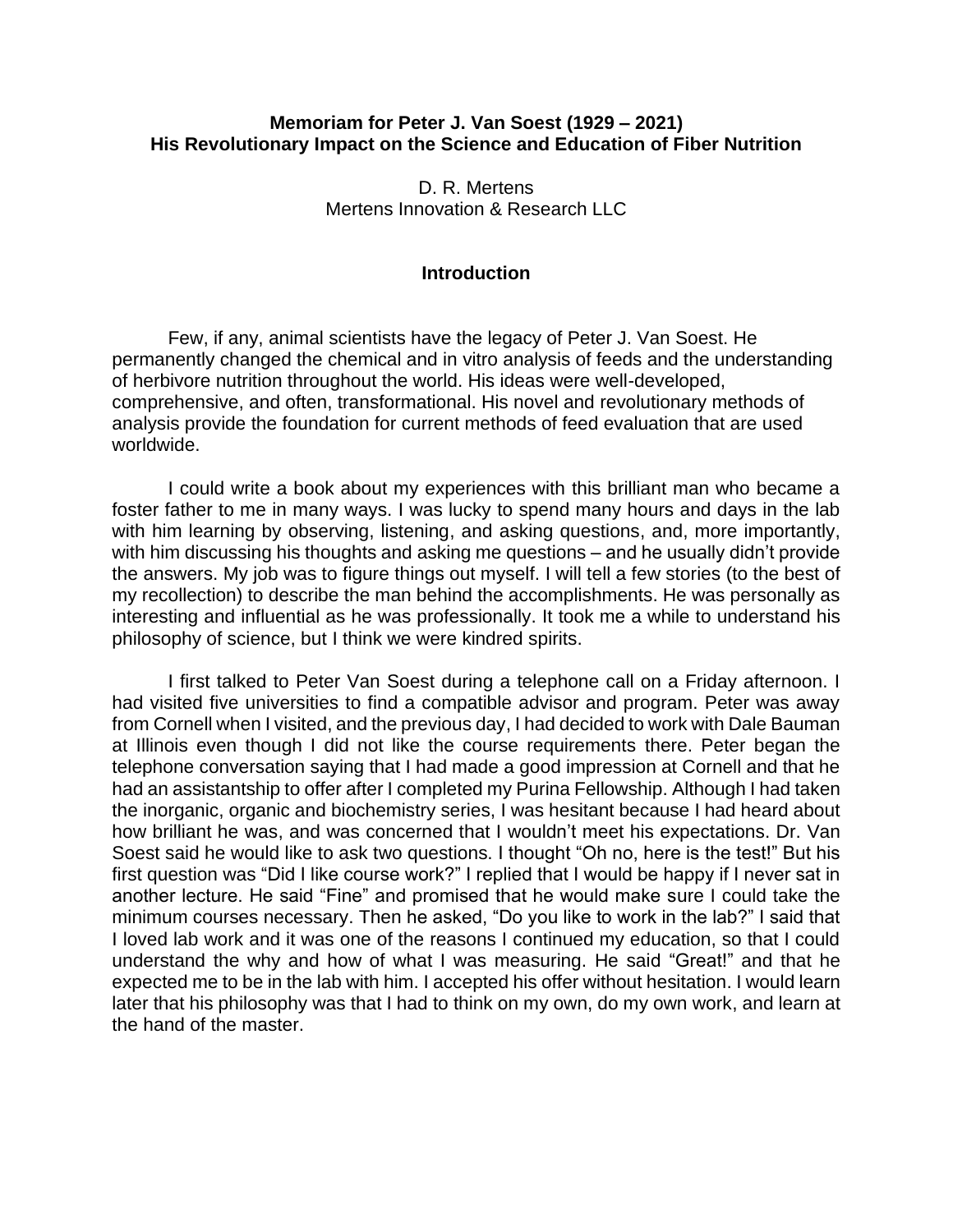**Memoriam for Peter J. Van Soest (1929 – 2021)**
**His Revolutionary Impact on the Science and Education of Fiber Nutrition**

D. R. Mertens
Mertens Innovation & Research LLC

## Introduction

Few, if any, animal scientists have the legacy of Peter J. Van Soest. He permanently changed the chemical and in vitro analysis of feeds and the understanding of herbivore nutrition throughout the world. His ideas were well-developed, comprehensive, and often, transformational. His novel and revolutionary methods of analysis provide the foundation for current methods of feed evaluation that are used worldwide.

I could write a book about my experiences with this brilliant man who became a foster father to me in many ways. I was lucky to spend many hours and days in the lab with him learning by observing, listening, and asking questions, and, more importantly, with him discussing his thoughts and asking me questions – and he usually didn't provide the answers. My job was to figure things out myself. I will tell a few stories (to the best of my recollection) to describe the man behind the accomplishments. He was personally as interesting and influential as he was professionally. It took me a while to understand his philosophy of science, but I think we were kindred spirits.

I first talked to Peter Van Soest during a telephone call on a Friday afternoon. I had visited five universities to find a compatible advisor and program. Peter was away from Cornell when I visited, and the previous day, I had decided to work with Dale Bauman at Illinois even though I did not like the course requirements there. Peter began the telephone conversation saying that I had made a good impression at Cornell and that he had an assistantship to offer after I completed my Purina Fellowship. Although I had taken the inorganic, organic and biochemistry series, I was hesitant because I had heard about how brilliant he was, and was concerned that I wouldn't meet his expectations. Dr. Van Soest said he would like to ask two questions. I thought "Oh no, here is the test!" But his first question was "Did I like course work?" I replied that I would be happy if I never sat in another lecture. He said "Fine" and promised that he would make sure I could take the minimum courses necessary. Then he asked, "Do you like to work in the lab?" I said that I loved lab work and it was one of the reasons I continued my education, so that I could understand the why and how of what I was measuring. He said "Great!" and that he expected me to be in the lab with him. I accepted his offer without hesitation. I would learn later that his philosophy was that I had to think on my own, do my own work, and learn at the hand of the master.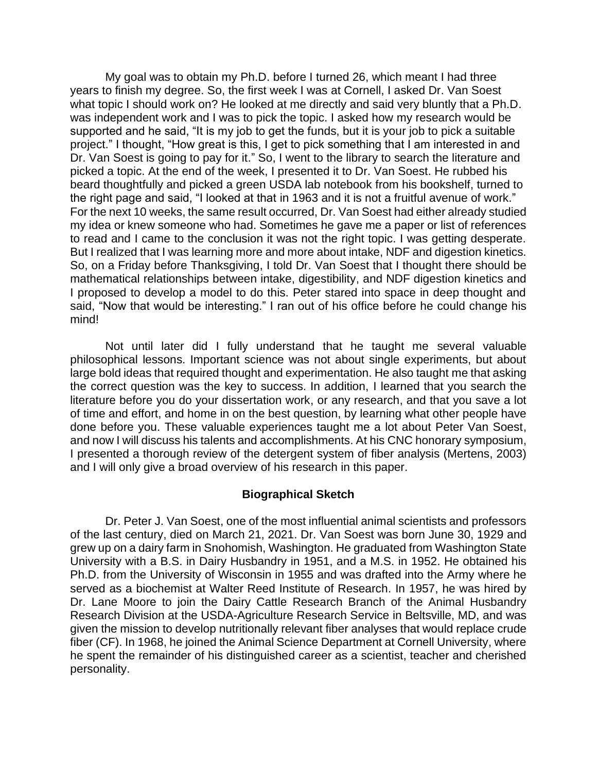My goal was to obtain my Ph.D. before I turned 26, which meant I had three years to finish my degree. So, the first week I was at Cornell, I asked Dr. Van Soest what topic I should work on? He looked at me directly and said very bluntly that a Ph.D. was independent work and I was to pick the topic. I asked how my research would be supported and he said, "It is my job to get the funds, but it is your job to pick a suitable project." I thought, "How great is this, I get to pick something that I am interested in and Dr. Van Soest is going to pay for it." So, I went to the library to search the literature and picked a topic. At the end of the week, I presented it to Dr. Van Soest. He rubbed his beard thoughtfully and picked a green USDA lab notebook from his bookshelf, turned to the right page and said, "I looked at that in 1963 and it is not a fruitful avenue of work." For the next 10 weeks, the same result occurred, Dr. Van Soest had either already studied my idea or knew someone who had. Sometimes he gave me a paper or list of references to read and I came to the conclusion it was not the right topic. I was getting desperate. But I realized that I was learning more and more about intake, NDF and digestion kinetics. So, on a Friday before Thanksgiving, I told Dr. Van Soest that I thought there should be mathematical relationships between intake, digestibility, and NDF digestion kinetics and I proposed to develop a model to do this. Peter stared into space in deep thought and said, "Now that would be interesting." I ran out of his office before he could change his mind!

Not until later did I fully understand that he taught me several valuable philosophical lessons. Important science was not about single experiments, but about large bold ideas that required thought and experimentation. He also taught me that asking the correct question was the key to success. In addition, I learned that you search the literature before you do your dissertation work, or any research, and that you save a lot of time and effort, and home in on the best question, by learning what other people have done before you. These valuable experiences taught me a lot about Peter Van Soest, and now I will discuss his talents and accomplishments. At his CNC honorary symposium, I presented a thorough review of the detergent system of fiber analysis (Mertens, 2003) and I will only give a broad overview of his research in this paper.

## Biographical Sketch

Dr. Peter J. Van Soest, one of the most influential animal scientists and professors of the last century, died on March 21, 2021. Dr. Van Soest was born June 30, 1929 and grew up on a dairy farm in Snohomish, Washington. He graduated from Washington State University with a B.S. in Dairy Husbandry in 1951, and a M.S. in 1952. He obtained his Ph.D. from the University of Wisconsin in 1955 and was drafted into the Army where he served as a biochemist at Walter Reed Institute of Research. In 1957, he was hired by Dr. Lane Moore to join the Dairy Cattle Research Branch of the Animal Husbandry Research Division at the USDA-Agriculture Research Service in Beltsville, MD, and was given the mission to develop nutritionally relevant fiber analyses that would replace crude fiber (CF). In 1968, he joined the Animal Science Department at Cornell University, where he spent the remainder of his distinguished career as a scientist, teacher and cherished personality.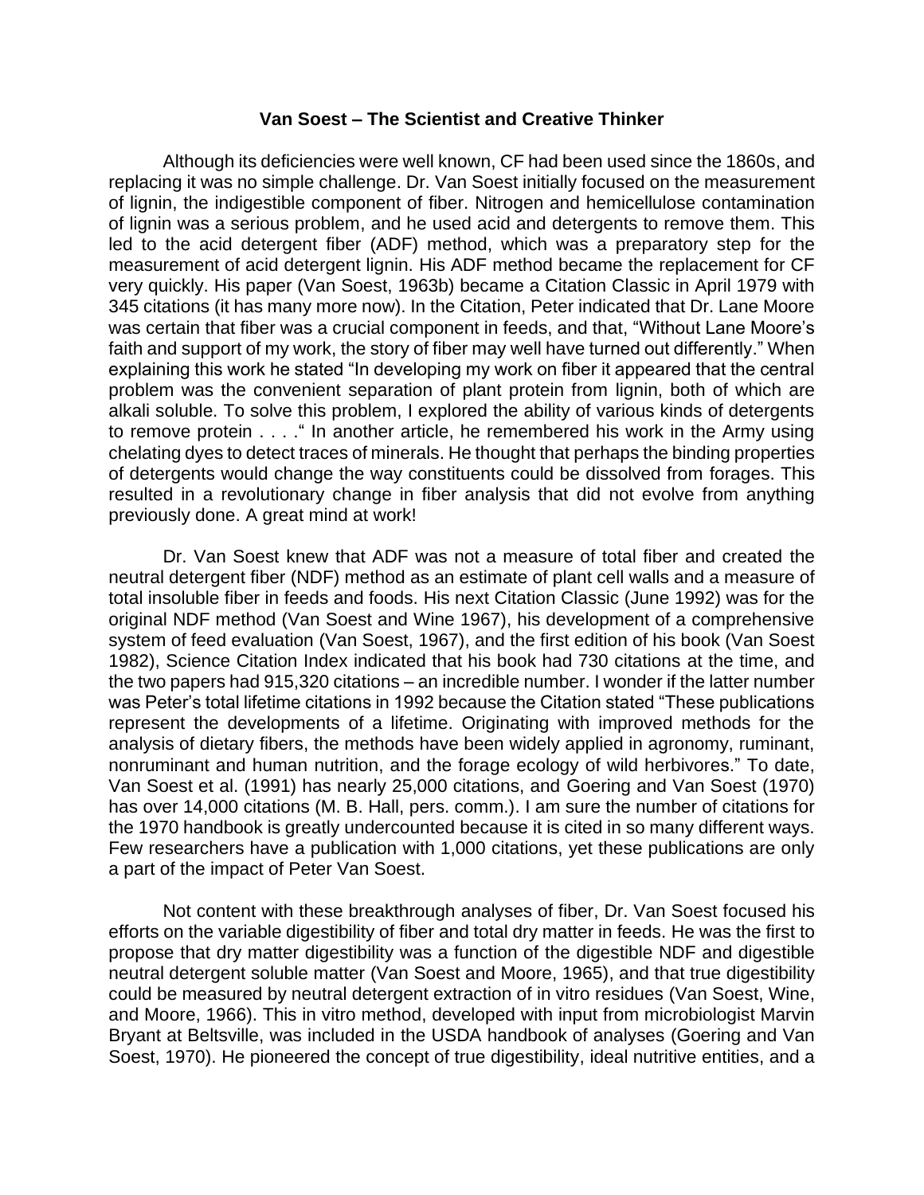## Van Soest – The Scientist and Creative Thinker

Although its deficiencies were well known, CF had been used since the 1860s, and replacing it was no simple challenge. Dr. Van Soest initially focused on the measurement of lignin, the indigestible component of fiber. Nitrogen and hemicellulose contamination of lignin was a serious problem, and he used acid and detergents to remove them. This led to the acid detergent fiber (ADF) method, which was a preparatory step for the measurement of acid detergent lignin. His ADF method became the replacement for CF very quickly. His paper (Van Soest, 1963b) became a Citation Classic in April 1979 with 345 citations (it has many more now). In the Citation, Peter indicated that Dr. Lane Moore was certain that fiber was a crucial component in feeds, and that, "Without Lane Moore's faith and support of my work, the story of fiber may well have turned out differently." When explaining this work he stated "In developing my work on fiber it appeared that the central problem was the convenient separation of plant protein from lignin, both of which are alkali soluble. To solve this problem, I explored the ability of various kinds of detergents to remove protein . . . ." In another article, he remembered his work in the Army using chelating dyes to detect traces of minerals. He thought that perhaps the binding properties of detergents would change the way constituents could be dissolved from forages. This resulted in a revolutionary change in fiber analysis that did not evolve from anything previously done. A great mind at work!

Dr. Van Soest knew that ADF was not a measure of total fiber and created the neutral detergent fiber (NDF) method as an estimate of plant cell walls and a measure of total insoluble fiber in feeds and foods. His next Citation Classic (June 1992) was for the original NDF method (Van Soest and Wine 1967), his development of a comprehensive system of feed evaluation (Van Soest, 1967), and the first edition of his book (Van Soest 1982), Science Citation Index indicated that his book had 730 citations at the time, and the two papers had 915,320 citations – an incredible number. I wonder if the latter number was Peter's total lifetime citations in 1992 because the Citation stated "These publications represent the developments of a lifetime. Originating with improved methods for the analysis of dietary fibers, the methods have been widely applied in agronomy, ruminant, nonruminant and human nutrition, and the forage ecology of wild herbivores." To date, Van Soest et al. (1991) has nearly 25,000 citations, and Goering and Van Soest (1970) has over 14,000 citations (M. B. Hall, pers. comm.). I am sure the number of citations for the 1970 handbook is greatly undercounted because it is cited in so many different ways. Few researchers have a publication with 1,000 citations, yet these publications are only a part of the impact of Peter Van Soest.

Not content with these breakthrough analyses of fiber, Dr. Van Soest focused his efforts on the variable digestibility of fiber and total dry matter in feeds. He was the first to propose that dry matter digestibility was a function of the digestible NDF and digestible neutral detergent soluble matter (Van Soest and Moore, 1965), and that true digestibility could be measured by neutral detergent extraction of in vitro residues (Van Soest, Wine, and Moore, 1966). This in vitro method, developed with input from microbiologist Marvin Bryant at Beltsville, was included in the USDA handbook of analyses (Goering and Van Soest, 1970). He pioneered the concept of true digestibility, ideal nutritive entities, and a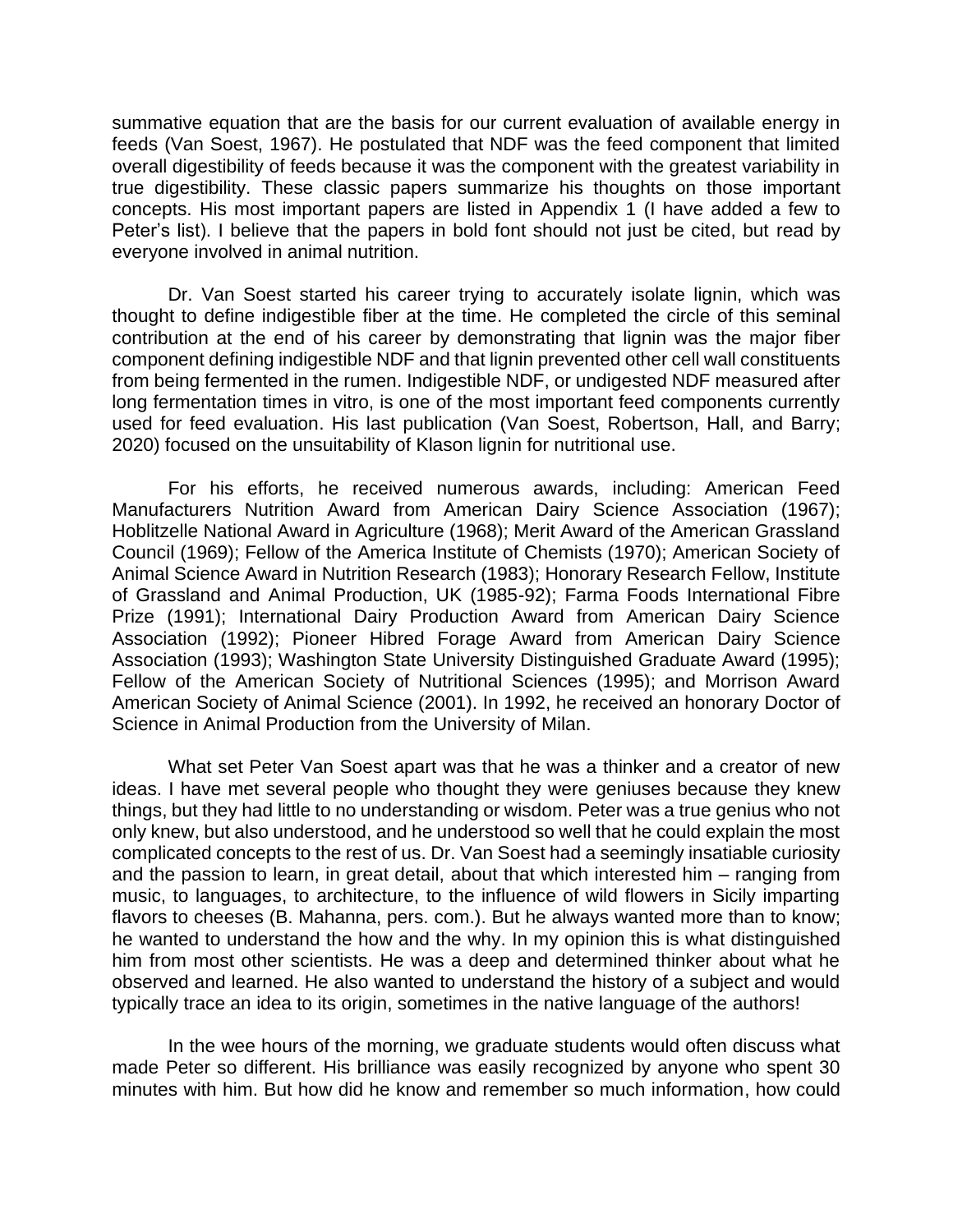summative equation that are the basis for our current evaluation of available energy in feeds (Van Soest, 1967). He postulated that NDF was the feed component that limited overall digestibility of feeds because it was the component with the greatest variability in true digestibility. These classic papers summarize his thoughts on those important concepts. His most important papers are listed in Appendix 1 (I have added a few to Peter's list). I believe that the papers in bold font should not just be cited, but read by everyone involved in animal nutrition.

Dr. Van Soest started his career trying to accurately isolate lignin, which was thought to define indigestible fiber at the time. He completed the circle of this seminal contribution at the end of his career by demonstrating that lignin was the major fiber component defining indigestible NDF and that lignin prevented other cell wall constituents from being fermented in the rumen. Indigestible NDF, or undigested NDF measured after long fermentation times in vitro, is one of the most important feed components currently used for feed evaluation. His last publication (Van Soest, Robertson, Hall, and Barry; 2020) focused on the unsuitability of Klason lignin for nutritional use.

For his efforts, he received numerous awards, including: American Feed Manufacturers Nutrition Award from American Dairy Science Association (1967); Hoblitzelle National Award in Agriculture (1968); Merit Award of the American Grassland Council (1969); Fellow of the America Institute of Chemists (1970); American Society of Animal Science Award in Nutrition Research (1983); Honorary Research Fellow, Institute of Grassland and Animal Production, UK (1985-92); Farma Foods International Fibre Prize (1991); International Dairy Production Award from American Dairy Science Association (1992); Pioneer Hibred Forage Award from American Dairy Science Association (1993); Washington State University Distinguished Graduate Award (1995); Fellow of the American Society of Nutritional Sciences (1995); and Morrison Award American Society of Animal Science (2001). In 1992, he received an honorary Doctor of Science in Animal Production from the University of Milan.

What set Peter Van Soest apart was that he was a thinker and a creator of new ideas. I have met several people who thought they were geniuses because they knew things, but they had little to no understanding or wisdom. Peter was a true genius who not only knew, but also understood, and he understood so well that he could explain the most complicated concepts to the rest of us. Dr. Van Soest had a seemingly insatiable curiosity and the passion to learn, in great detail, about that which interested him – ranging from music, to languages, to architecture, to the influence of wild flowers in Sicily imparting flavors to cheeses (B. Mahanna, pers. com.). But he always wanted more than to know; he wanted to understand the how and the why. In my opinion this is what distinguished him from most other scientists. He was a deep and determined thinker about what he observed and learned. He also wanted to understand the history of a subject and would typically trace an idea to its origin, sometimes in the native language of the authors!

In the wee hours of the morning, we graduate students would often discuss what made Peter so different. His brilliance was easily recognized by anyone who spent 30 minutes with him. But how did he know and remember so much information, how could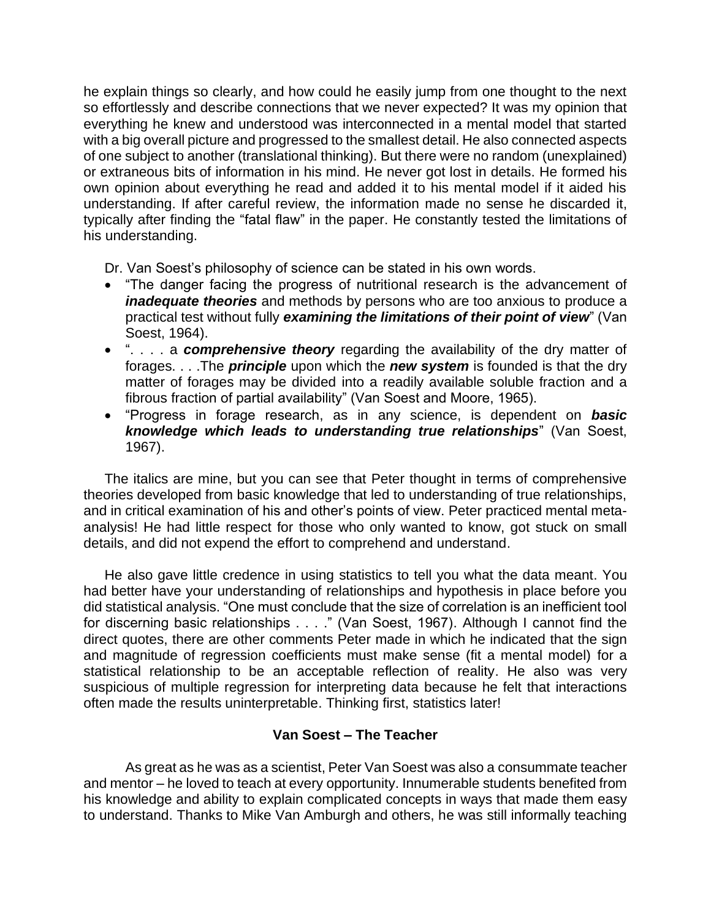he explain things so clearly, and how could he easily jump from one thought to the next so effortlessly and describe connections that we never expected? It was my opinion that everything he knew and understood was interconnected in a mental model that started with a big overall picture and progressed to the smallest detail. He also connected aspects of one subject to another (translational thinking). But there were no random (unexplained) or extraneous bits of information in his mind. He never got lost in details. He formed his own opinion about everything he read and added it to his mental model if it aided his understanding. If after careful review, the information made no sense he discarded it, typically after finding the "fatal flaw" in the paper. He constantly tested the limitations of his understanding.

Dr. Van Soest's philosophy of science can be stated in his own words.

- "The danger facing the progress of nutritional research is the advancement of ***inadequate theories*** and methods by persons who are too anxious to produce a practical test without fully ***examining the limitations of their point of view***" (Van Soest, 1964).
- ". . . . a ***comprehensive theory*** regarding the availability of the dry matter of forages. . . .The ***principle*** upon which the ***new system*** is founded is that the dry matter of forages may be divided into a readily available soluble fraction and a fibrous fraction of partial availability" (Van Soest and Moore, 1965).
- "Progress in forage research, as in any science, is dependent on ***basic knowledge which leads to understanding true relationships***" (Van Soest, 1967).

The italics are mine, but you can see that Peter thought in terms of comprehensive theories developed from basic knowledge that led to understanding of true relationships, and in critical examination of his and other's points of view. Peter practiced mental meta-analysis! He had little respect for those who only wanted to know, got stuck on small details, and did not expend the effort to comprehend and understand.

He also gave little credence in using statistics to tell you what the data meant. You had better have your understanding of relationships and hypothesis in place before you did statistical analysis. "One must conclude that the size of correlation is an inefficient tool for discerning basic relationships . . . ." (Van Soest, 1967). Although I cannot find the direct quotes, there are other comments Peter made in which he indicated that the sign and magnitude of regression coefficients must make sense (fit a mental model) for a statistical relationship to be an acceptable reflection of reality. He also was very suspicious of multiple regression for interpreting data because he felt that interactions often made the results uninterpretable. Thinking first, statistics later!

## Van Soest – The Teacher

As great as he was as a scientist, Peter Van Soest was also a consummate teacher and mentor – he loved to teach at every opportunity. Innumerable students benefited from his knowledge and ability to explain complicated concepts in ways that made them easy to understand. Thanks to Mike Van Amburgh and others, he was still informally teaching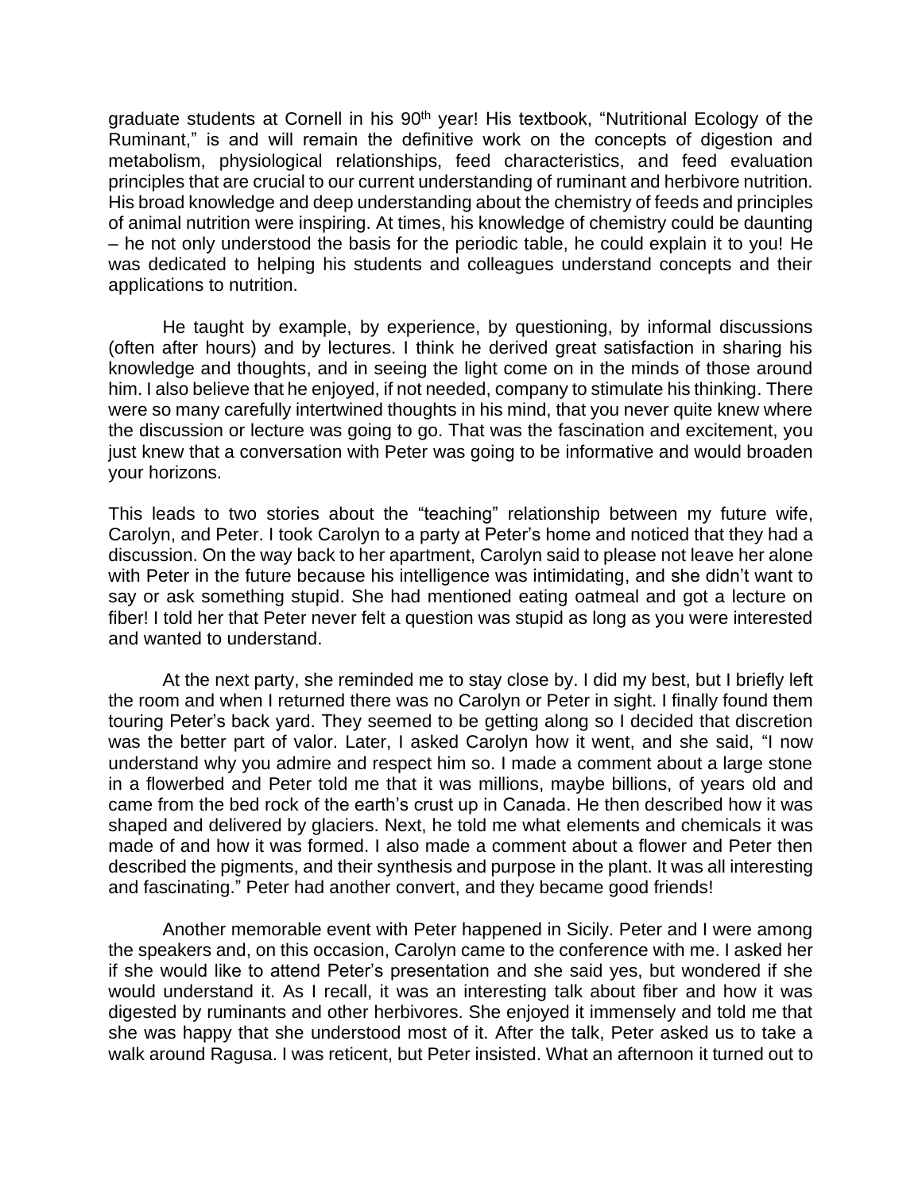graduate students at Cornell in his 90th year! His textbook, "Nutritional Ecology of the Ruminant," is and will remain the definitive work on the concepts of digestion and metabolism, physiological relationships, feed characteristics, and feed evaluation principles that are crucial to our current understanding of ruminant and herbivore nutrition. His broad knowledge and deep understanding about the chemistry of feeds and principles of animal nutrition were inspiring. At times, his knowledge of chemistry could be daunting – he not only understood the basis for the periodic table, he could explain it to you! He was dedicated to helping his students and colleagues understand concepts and their applications to nutrition.

He taught by example, by experience, by questioning, by informal discussions (often after hours) and by lectures. I think he derived great satisfaction in sharing his knowledge and thoughts, and in seeing the light come on in the minds of those around him. I also believe that he enjoyed, if not needed, company to stimulate his thinking. There were so many carefully intertwined thoughts in his mind, that you never quite knew where the discussion or lecture was going to go. That was the fascination and excitement, you just knew that a conversation with Peter was going to be informative and would broaden your horizons.

This leads to two stories about the "teaching" relationship between my future wife, Carolyn, and Peter. I took Carolyn to a party at Peter's home and noticed that they had a discussion. On the way back to her apartment, Carolyn said to please not leave her alone with Peter in the future because his intelligence was intimidating, and she didn't want to say or ask something stupid. She had mentioned eating oatmeal and got a lecture on fiber! I told her that Peter never felt a question was stupid as long as you were interested and wanted to understand.

At the next party, she reminded me to stay close by. I did my best, but I briefly left the room and when I returned there was no Carolyn or Peter in sight. I finally found them touring Peter's back yard. They seemed to be getting along so I decided that discretion was the better part of valor. Later, I asked Carolyn how it went, and she said, "I now understand why you admire and respect him so. I made a comment about a large stone in a flowerbed and Peter told me that it was millions, maybe billions, of years old and came from the bed rock of the earth's crust up in Canada. He then described how it was shaped and delivered by glaciers. Next, he told me what elements and chemicals it was made of and how it was formed. I also made a comment about a flower and Peter then described the pigments, and their synthesis and purpose in the plant. It was all interesting and fascinating." Peter had another convert, and they became good friends!

Another memorable event with Peter happened in Sicily. Peter and I were among the speakers and, on this occasion, Carolyn came to the conference with me. I asked her if she would like to attend Peter's presentation and she said yes, but wondered if she would understand it. As I recall, it was an interesting talk about fiber and how it was digested by ruminants and other herbivores. She enjoyed it immensely and told me that she was happy that she understood most of it. After the talk, Peter asked us to take a walk around Ragusa. I was reticent, but Peter insisted. What an afternoon it turned out to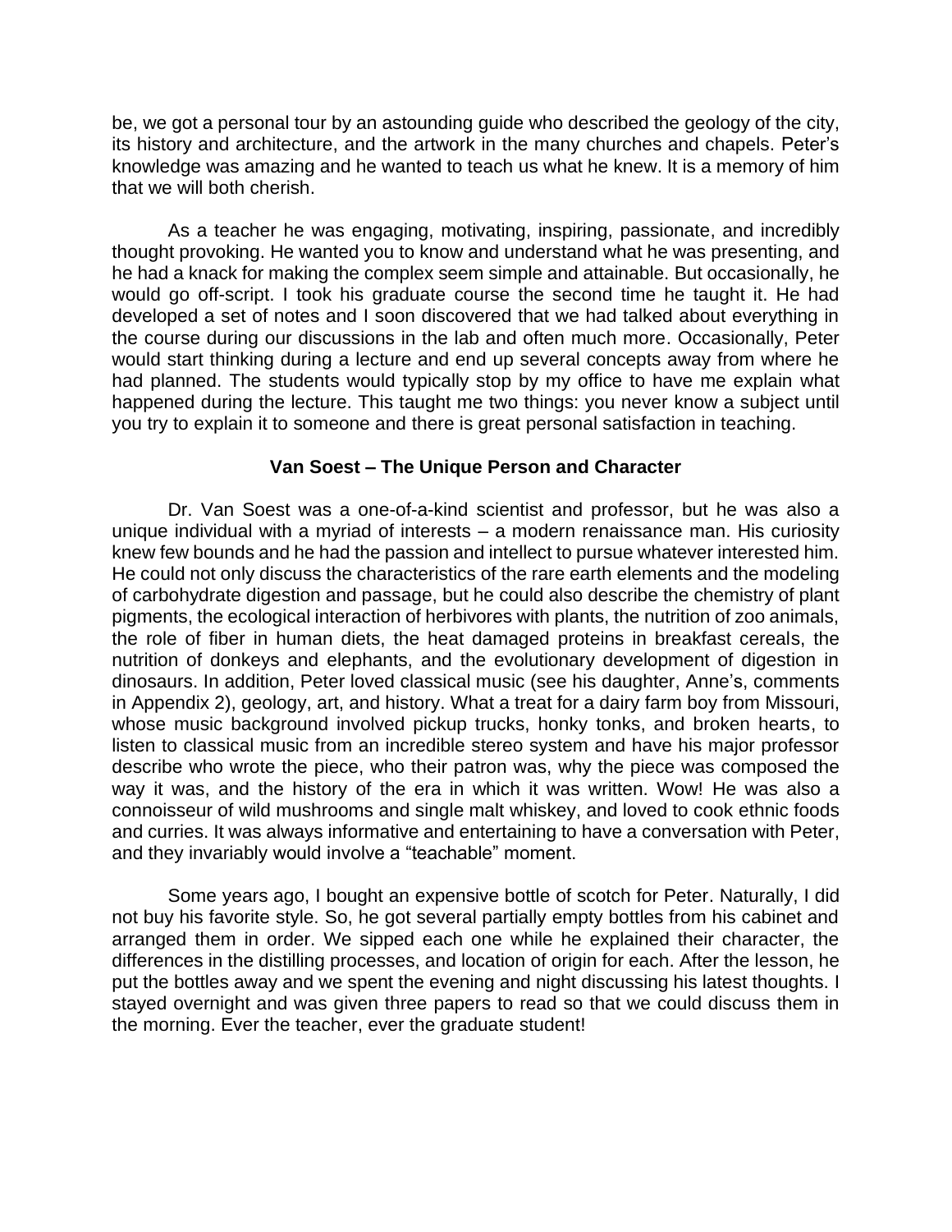be, we got a personal tour by an astounding guide who described the geology of the city, its history and architecture, and the artwork in the many churches and chapels. Peter's knowledge was amazing and he wanted to teach us what he knew. It is a memory of him that we will both cherish.

As a teacher he was engaging, motivating, inspiring, passionate, and incredibly thought provoking. He wanted you to know and understand what he was presenting, and he had a knack for making the complex seem simple and attainable. But occasionally, he would go off-script. I took his graduate course the second time he taught it. He had developed a set of notes and I soon discovered that we had talked about everything in the course during our discussions in the lab and often much more. Occasionally, Peter would start thinking during a lecture and end up several concepts away from where he had planned. The students would typically stop by my office to have me explain what happened during the lecture. This taught me two things: you never know a subject until you try to explain it to someone and there is great personal satisfaction in teaching.

### Van Soest – The Unique Person and Character

Dr. Van Soest was a one-of-a-kind scientist and professor, but he was also a unique individual with a myriad of interests – a modern renaissance man. His curiosity knew few bounds and he had the passion and intellect to pursue whatever interested him. He could not only discuss the characteristics of the rare earth elements and the modeling of carbohydrate digestion and passage, but he could also describe the chemistry of plant pigments, the ecological interaction of herbivores with plants, the nutrition of zoo animals, the role of fiber in human diets, the heat damaged proteins in breakfast cereals, the nutrition of donkeys and elephants, and the evolutionary development of digestion in dinosaurs. In addition, Peter loved classical music (see his daughter, Anne's, comments in Appendix 2), geology, art, and history. What a treat for a dairy farm boy from Missouri, whose music background involved pickup trucks, honky tonks, and broken hearts, to listen to classical music from an incredible stereo system and have his major professor describe who wrote the piece, who their patron was, why the piece was composed the way it was, and the history of the era in which it was written. Wow! He was also a connoisseur of wild mushrooms and single malt whiskey, and loved to cook ethnic foods and curries. It was always informative and entertaining to have a conversation with Peter, and they invariably would involve a "teachable" moment.

Some years ago, I bought an expensive bottle of scotch for Peter. Naturally, I did not buy his favorite style. So, he got several partially empty bottles from his cabinet and arranged them in order. We sipped each one while he explained their character, the differences in the distilling processes, and location of origin for each. After the lesson, he put the bottles away and we spent the evening and night discussing his latest thoughts. I stayed overnight and was given three papers to read so that we could discuss them in the morning. Ever the teacher, ever the graduate student!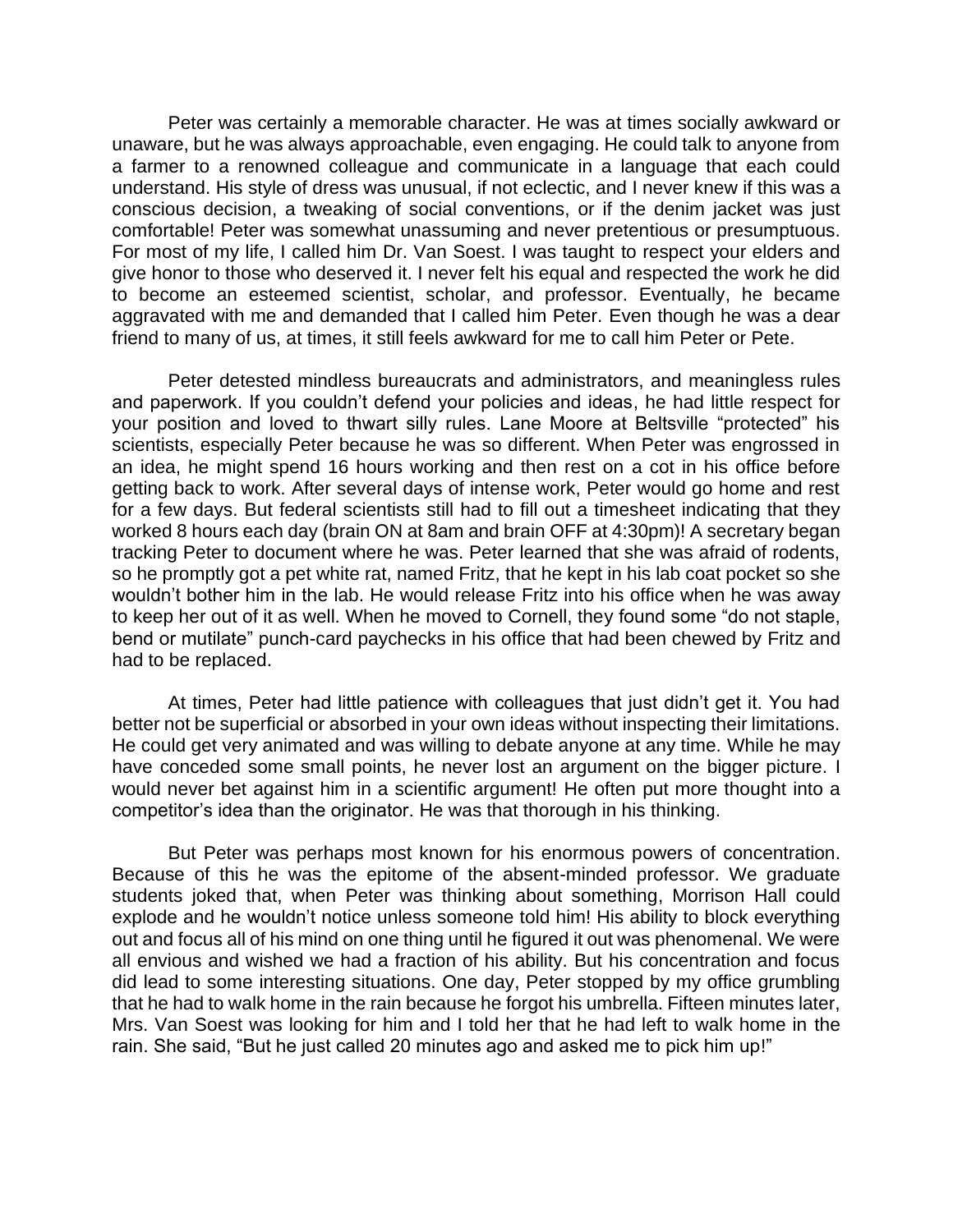Peter was certainly a memorable character. He was at times socially awkward or unaware, but he was always approachable, even engaging. He could talk to anyone from a farmer to a renowned colleague and communicate in a language that each could understand. His style of dress was unusual, if not eclectic, and I never knew if this was a conscious decision, a tweaking of social conventions, or if the denim jacket was just comfortable! Peter was somewhat unassuming and never pretentious or presumptuous. For most of my life, I called him Dr. Van Soest. I was taught to respect your elders and give honor to those who deserved it. I never felt his equal and respected the work he did to become an esteemed scientist, scholar, and professor. Eventually, he became aggravated with me and demanded that I called him Peter. Even though he was a dear friend to many of us, at times, it still feels awkward for me to call him Peter or Pete.

Peter detested mindless bureaucrats and administrators, and meaningless rules and paperwork. If you couldn't defend your policies and ideas, he had little respect for your position and loved to thwart silly rules. Lane Moore at Beltsville "protected" his scientists, especially Peter because he was so different. When Peter was engrossed in an idea, he might spend 16 hours working and then rest on a cot in his office before getting back to work. After several days of intense work, Peter would go home and rest for a few days. But federal scientists still had to fill out a timesheet indicating that they worked 8 hours each day (brain ON at 8am and brain OFF at 4:30pm)! A secretary began tracking Peter to document where he was. Peter learned that she was afraid of rodents, so he promptly got a pet white rat, named Fritz, that he kept in his lab coat pocket so she wouldn't bother him in the lab. He would release Fritz into his office when he was away to keep her out of it as well. When he moved to Cornell, they found some "do not staple, bend or mutilate" punch-card paychecks in his office that had been chewed by Fritz and had to be replaced.

At times, Peter had little patience with colleagues that just didn't get it. You had better not be superficial or absorbed in your own ideas without inspecting their limitations. He could get very animated and was willing to debate anyone at any time. While he may have conceded some small points, he never lost an argument on the bigger picture. I would never bet against him in a scientific argument! He often put more thought into a competitor's idea than the originator. He was that thorough in his thinking.

But Peter was perhaps most known for his enormous powers of concentration. Because of this he was the epitome of the absent-minded professor. We graduate students joked that, when Peter was thinking about something, Morrison Hall could explode and he wouldn't notice unless someone told him! His ability to block everything out and focus all of his mind on one thing until he figured it out was phenomenal. We were all envious and wished we had a fraction of his ability. But his concentration and focus did lead to some interesting situations. One day, Peter stopped by my office grumbling that he had to walk home in the rain because he forgot his umbrella. Fifteen minutes later, Mrs. Van Soest was looking for him and I told her that he had left to walk home in the rain. She said, "But he just called 20 minutes ago and asked me to pick him up!"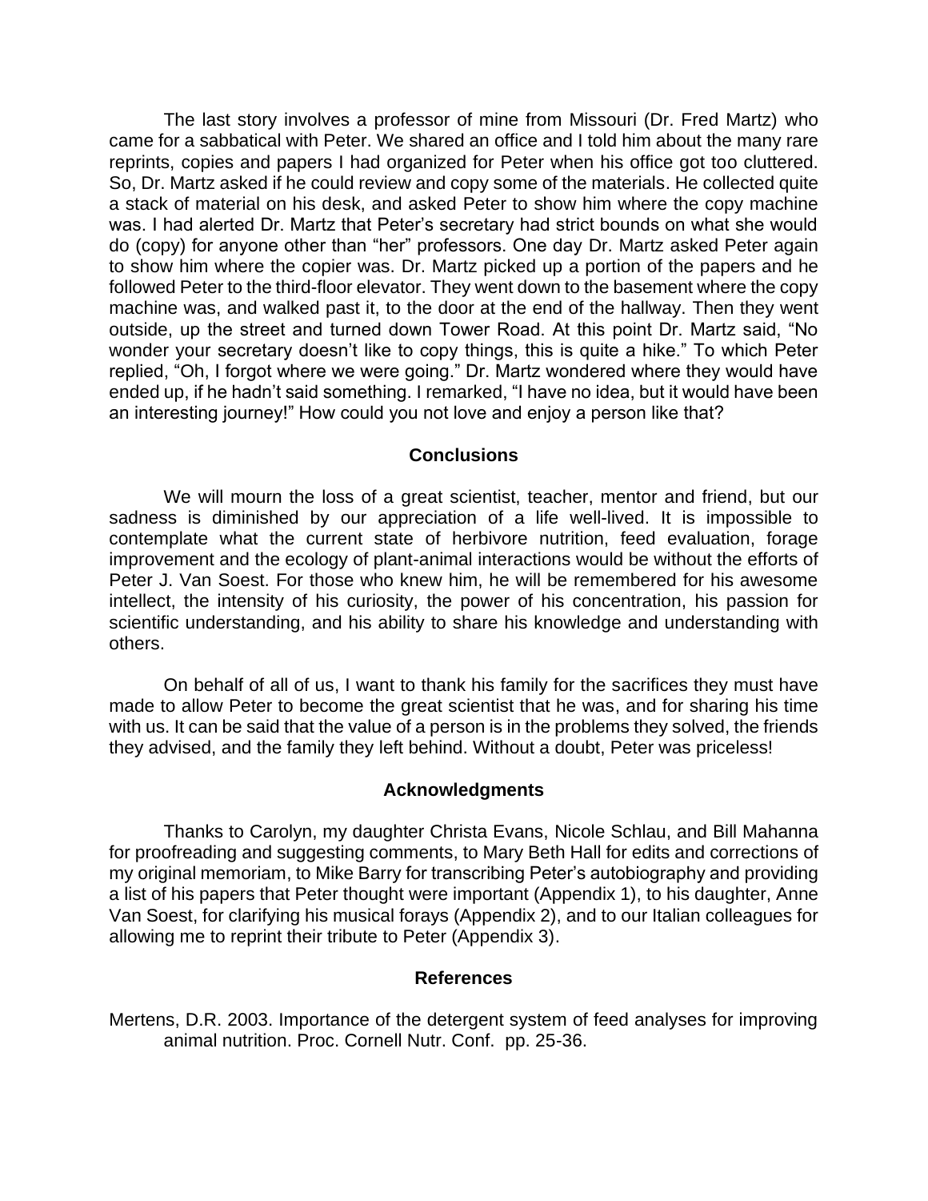The last story involves a professor of mine from Missouri (Dr. Fred Martz) who came for a sabbatical with Peter. We shared an office and I told him about the many rare reprints, copies and papers I had organized for Peter when his office got too cluttered. So, Dr. Martz asked if he could review and copy some of the materials. He collected quite a stack of material on his desk, and asked Peter to show him where the copy machine was. I had alerted Dr. Martz that Peter's secretary had strict bounds on what she would do (copy) for anyone other than "her" professors. One day Dr. Martz asked Peter again to show him where the copier was. Dr. Martz picked up a portion of the papers and he followed Peter to the third-floor elevator. They went down to the basement where the copy machine was, and walked past it, to the door at the end of the hallway. Then they went outside, up the street and turned down Tower Road. At this point Dr. Martz said, "No wonder your secretary doesn't like to copy things, this is quite a hike." To which Peter replied, "Oh, I forgot where we were going." Dr. Martz wondered where they would have ended up, if he hadn't said something. I remarked, "I have no idea, but it would have been an interesting journey!" How could you not love and enjoy a person like that?

## Conclusions

We will mourn the loss of a great scientist, teacher, mentor and friend, but our sadness is diminished by our appreciation of a life well-lived. It is impossible to contemplate what the current state of herbivore nutrition, feed evaluation, forage improvement and the ecology of plant-animal interactions would be without the efforts of Peter J. Van Soest. For those who knew him, he will be remembered for his awesome intellect, the intensity of his curiosity, the power of his concentration, his passion for scientific understanding, and his ability to share his knowledge and understanding with others.

On behalf of all of us, I want to thank his family for the sacrifices they must have made to allow Peter to become the great scientist that he was, and for sharing his time with us. It can be said that the value of a person is in the problems they solved, the friends they advised, and the family they left behind. Without a doubt, Peter was priceless!

## Acknowledgments

Thanks to Carolyn, my daughter Christa Evans, Nicole Schlau, and Bill Mahanna for proofreading and suggesting comments, to Mary Beth Hall for edits and corrections of my original memoriam, to Mike Barry for transcribing Peter's autobiography and providing a list of his papers that Peter thought were important (Appendix 1), to his daughter, Anne Van Soest, for clarifying his musical forays (Appendix 2), and to our Italian colleagues for allowing me to reprint their tribute to Peter (Appendix 3).

## References

Mertens, D.R. 2003. Importance of the detergent system of feed analyses for improving animal nutrition. Proc. Cornell Nutr. Conf. pp. 25-36.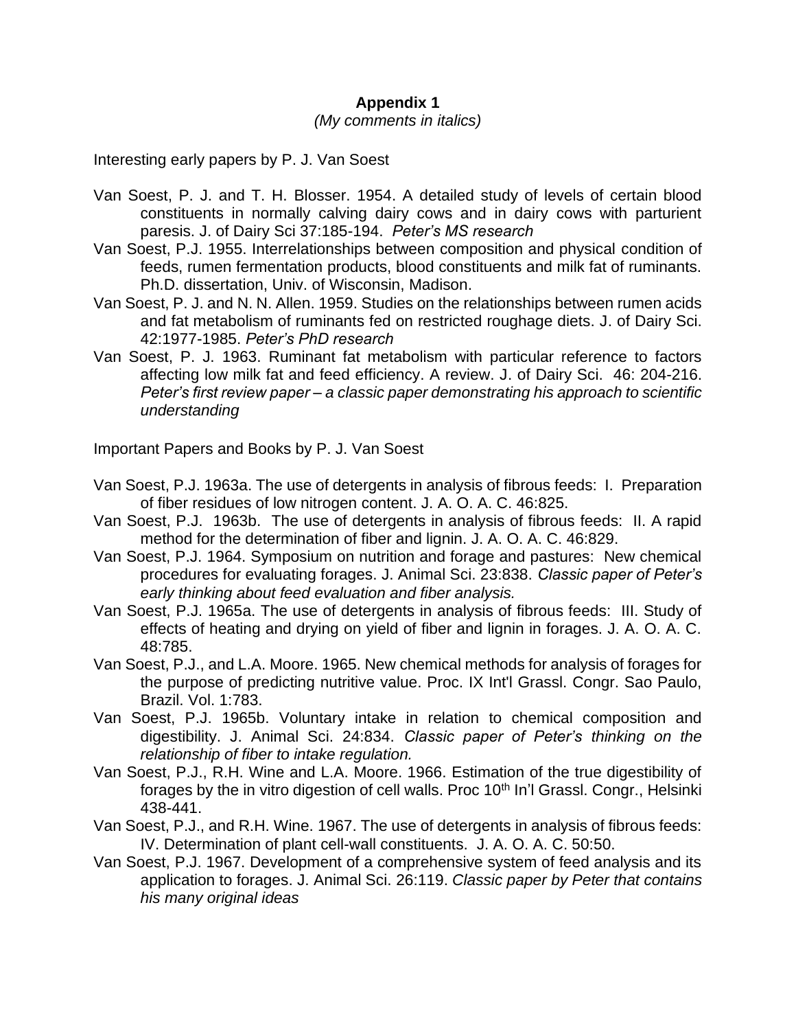**Appendix 1**

*(My comments in italics)*

Interesting early papers by P. J. Van Soest

- Van Soest, P. J. and T. H. Blosser. 1954. A detailed study of levels of certain blood constituents in normally calving dairy cows and in dairy cows with parturient paresis. J. of Dairy Sci 37:185-194. *Peter's MS research*
- Van Soest, P.J. 1955. Interrelationships between composition and physical condition of feeds, rumen fermentation products, blood constituents and milk fat of ruminants. Ph.D. dissertation, Univ. of Wisconsin, Madison.
- Van Soest, P. J. and N. N. Allen. 1959. Studies on the relationships between rumen acids and fat metabolism of ruminants fed on restricted roughage diets. J. of Dairy Sci. 42:1977-1985. *Peter's PhD research*
- Van Soest, P. J. 1963. Ruminant fat metabolism with particular reference to factors affecting low milk fat and feed efficiency. A review. J. of Dairy Sci. 46: 204-216. *Peter's first review paper – a classic paper demonstrating his approach to scientific understanding*

Important Papers and Books by P. J. Van Soest

- Van Soest, P.J. 1963a. The use of detergents in analysis of fibrous feeds: I. Preparation of fiber residues of low nitrogen content. J. A. O. A. C. 46:825.
- Van Soest, P.J. 1963b. The use of detergents in analysis of fibrous feeds: II. A rapid method for the determination of fiber and lignin. J. A. O. A. C. 46:829.
- Van Soest, P.J. 1964. Symposium on nutrition and forage and pastures: New chemical procedures for evaluating forages. J. Animal Sci. 23:838. *Classic paper of Peter's early thinking about feed evaluation and fiber analysis.*
- Van Soest, P.J. 1965a. The use of detergents in analysis of fibrous feeds: III. Study of effects of heating and drying on yield of fiber and lignin in forages. J. A. O. A. C. 48:785.
- Van Soest, P.J., and L.A. Moore. 1965. New chemical methods for analysis of forages for the purpose of predicting nutritive value. Proc. IX Int'l Grassl. Congr. Sao Paulo, Brazil. Vol. 1:783.
- Van Soest, P.J. 1965b. Voluntary intake in relation to chemical composition and digestibility. J. Animal Sci. 24:834. *Classic paper of Peter's thinking on the relationship of fiber to intake regulation.*
- Van Soest, P.J., R.H. Wine and L.A. Moore. 1966. Estimation of the true digestibility of forages by the in vitro digestion of cell walls. Proc 10th In'l Grassl. Congr., Helsinki 438-441.
- Van Soest, P.J., and R.H. Wine. 1967. The use of detergents in analysis of fibrous feeds: IV. Determination of plant cell-wall constituents. J. A. O. A. C. 50:50.
- Van Soest, P.J. 1967. Development of a comprehensive system of feed analysis and its application to forages. J. Animal Sci. 26:119. *Classic paper by Peter that contains his many original ideas*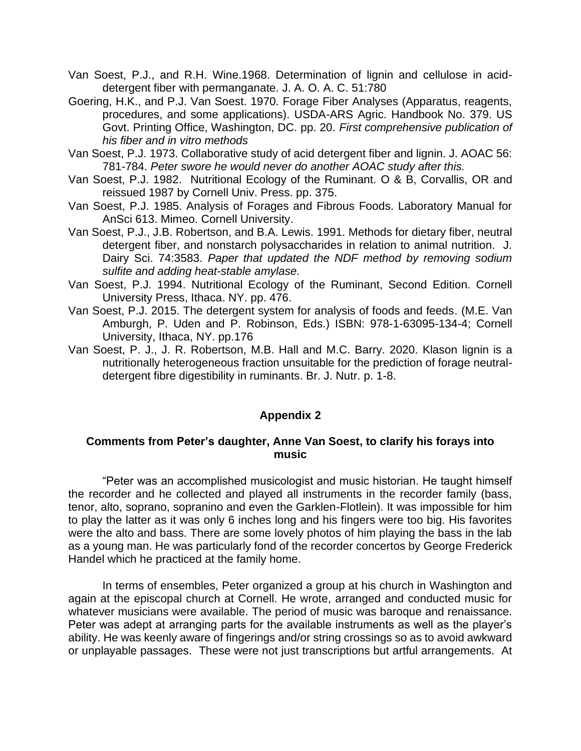Van Soest, P.J., and R.H. Wine.1968. Determination of lignin and cellulose in acid-detergent fiber with permanganate. J. A. O. A. C. 51:780

Goering, H.K., and P.J. Van Soest. 1970. Forage Fiber Analyses (Apparatus, reagents, procedures, and some applications). USDA-ARS Agric. Handbook No. 379. US Govt. Printing Office, Washington, DC. pp. 20. *First comprehensive publication of his fiber and in vitro methods*

Van Soest, P.J. 1973. Collaborative study of acid detergent fiber and lignin. J. AOAC 56: 781-784. *Peter swore he would never do another AOAC study after this.*

Van Soest, P.J. 1982. Nutritional Ecology of the Ruminant. O & B, Corvallis, OR and reissued 1987 by Cornell Univ. Press. pp. 375.

Van Soest, P.J. 1985. Analysis of Forages and Fibrous Foods. Laboratory Manual for AnSci 613. Mimeo. Cornell University.

Van Soest, P.J., J.B. Robertson, and B.A. Lewis. 1991. Methods for dietary fiber, neutral detergent fiber, and nonstarch polysaccharides in relation to animal nutrition. J. Dairy Sci. 74:3583. *Paper that updated the NDF method by removing sodium sulfite and adding heat-stable amylase.*

Van Soest, P.J. 1994. Nutritional Ecology of the Ruminant, Second Edition. Cornell University Press, Ithaca. NY. pp. 476.

Van Soest, P.J. 2015. The detergent system for analysis of foods and feeds. (M.E. Van Amburgh, P. Uden and P. Robinson, Eds.) ISBN: 978-1-63095-134-4; Cornell University, Ithaca, NY. pp.176

Van Soest, P. J., J. R. Robertson, M.B. Hall and M.C. Barry. 2020. Klason lignin is a nutritionally heterogeneous fraction unsuitable for the prediction of forage neutral-detergent fibre digestibility in ruminants. Br. J. Nutr. p. 1-8.

## Appendix 2

### Comments from Peter's daughter, Anne Van Soest, to clarify his forays into music

"Peter was an accomplished musicologist and music historian. He taught himself the recorder and he collected and played all instruments in the recorder family (bass, tenor, alto, soprano, sopranino and even the Garklen-Flotlein). It was impossible for him to play the latter as it was only 6 inches long and his fingers were too big. His favorites were the alto and bass. There are some lovely photos of him playing the bass in the lab as a young man. He was particularly fond of the recorder concertos by George Frederick Handel which he practiced at the family home.

In terms of ensembles, Peter organized a group at his church in Washington and again at the episcopal church at Cornell. He wrote, arranged and conducted music for whatever musicians were available. The period of music was baroque and renaissance. Peter was adept at arranging parts for the available instruments as well as the player's ability. He was keenly aware of fingerings and/or string crossings so as to avoid awkward or unplayable passages. These were not just transcriptions but artful arrangements. At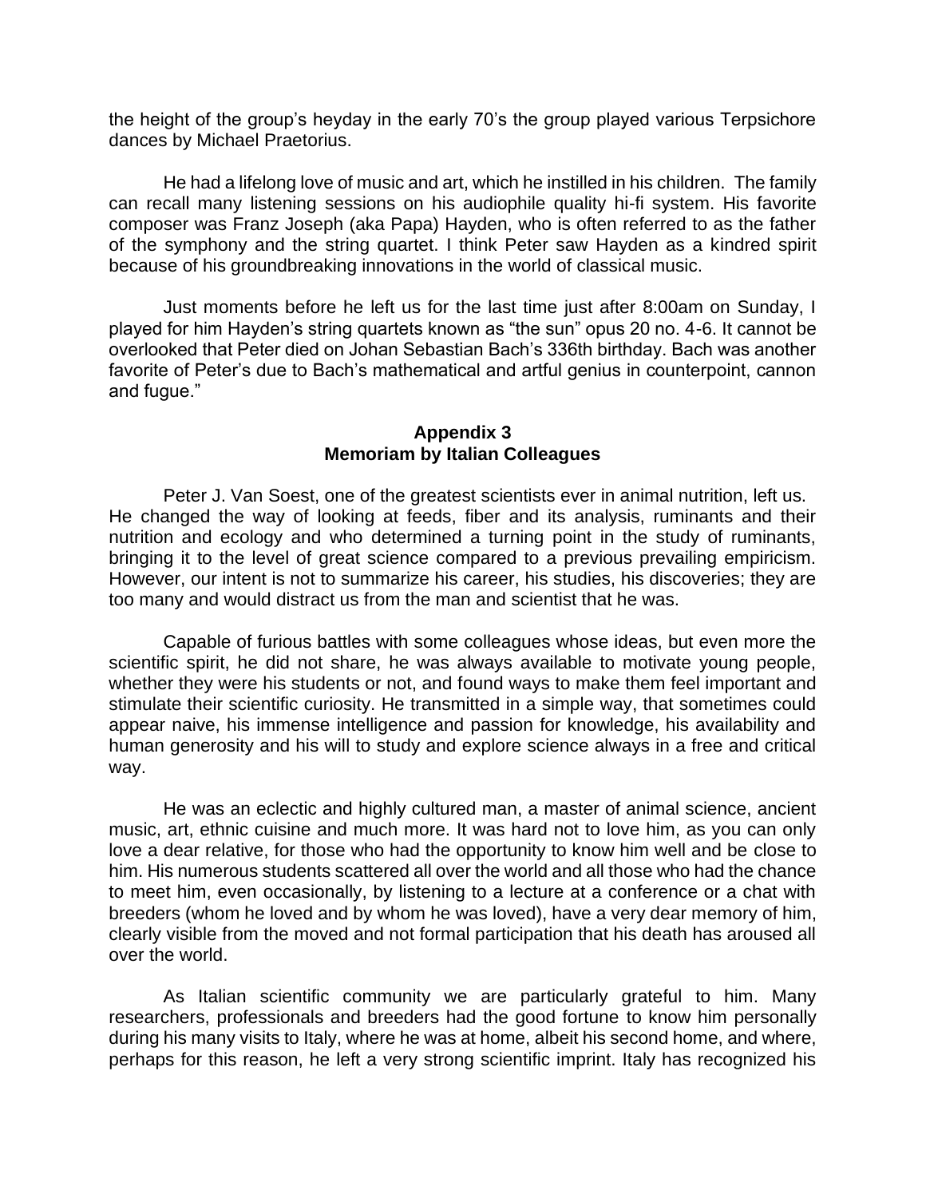the height of the group's heyday in the early 70's the group played various Terpsichore dances by Michael Praetorius.

He had a lifelong love of music and art, which he instilled in his children. The family can recall many listening sessions on his audiophile quality hi-fi system. His favorite composer was Franz Joseph (aka Papa) Hayden, who is often referred to as the father of the symphony and the string quartet. I think Peter saw Hayden as a kindred spirit because of his groundbreaking innovations in the world of classical music.

Just moments before he left us for the last time just after 8:00am on Sunday, I played for him Hayden's string quartets known as "the sun" opus 20 no. 4-6. It cannot be overlooked that Peter died on Johan Sebastian Bach's 336th birthday. Bach was another favorite of Peter's due to Bach's mathematical and artful genius in counterpoint, cannon and fugue."

## Appendix 3
## Memoriam by Italian Colleagues

Peter J. Van Soest, one of the greatest scientists ever in animal nutrition, left us. He changed the way of looking at feeds, fiber and its analysis, ruminants and their nutrition and ecology and who determined a turning point in the study of ruminants, bringing it to the level of great science compared to a previous prevailing empiricism. However, our intent is not to summarize his career, his studies, his discoveries; they are too many and would distract us from the man and scientist that he was.

Capable of furious battles with some colleagues whose ideas, but even more the scientific spirit, he did not share, he was always available to motivate young people, whether they were his students or not, and found ways to make them feel important and stimulate their scientific curiosity. He transmitted in a simple way, that sometimes could appear naive, his immense intelligence and passion for knowledge, his availability and human generosity and his will to study and explore science always in a free and critical way.

He was an eclectic and highly cultured man, a master of animal science, ancient music, art, ethnic cuisine and much more. It was hard not to love him, as you can only love a dear relative, for those who had the opportunity to know him well and be close to him. His numerous students scattered all over the world and all those who had the chance to meet him, even occasionally, by listening to a lecture at a conference or a chat with breeders (whom he loved and by whom he was loved), have a very dear memory of him, clearly visible from the moved and not formal participation that his death has aroused all over the world.

As Italian scientific community we are particularly grateful to him. Many researchers, professionals and breeders had the good fortune to know him personally during his many visits to Italy, where he was at home, albeit his second home, and where, perhaps for this reason, he left a very strong scientific imprint. Italy has recognized his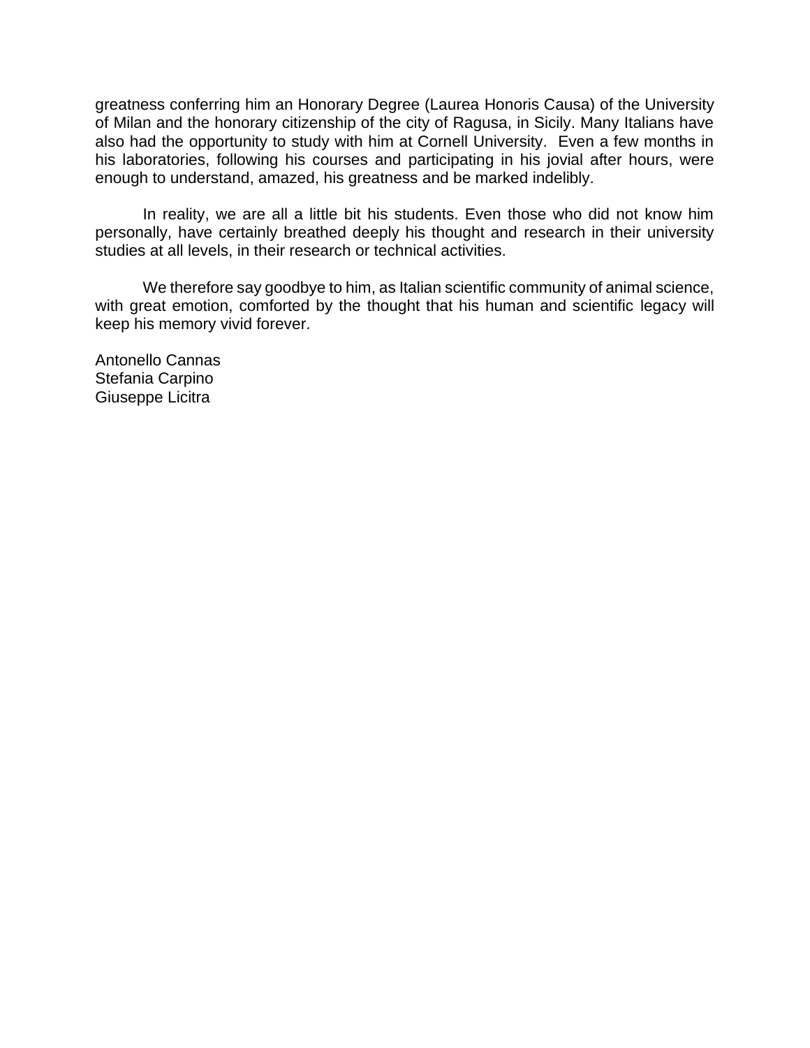greatness conferring him an Honorary Degree (Laurea Honoris Causa) of the University of Milan and the honorary citizenship of the city of Ragusa, in Sicily. Many Italians have also had the opportunity to study with him at Cornell University. Even a few months in his laboratories, following his courses and participating in his jovial after hours, were enough to understand, amazed, his greatness and be marked indelibly.

In reality, we are all a little bit his students. Even those who did not know him personally, have certainly breathed deeply his thought and research in their university studies at all levels, in their research or technical activities.

We therefore say goodbye to him, as Italian scientific community of animal science, with great emotion, comforted by the thought that his human and scientific legacy will keep his memory vivid forever.

Antonello Cannas
Stefania Carpino
Giuseppe Licitra